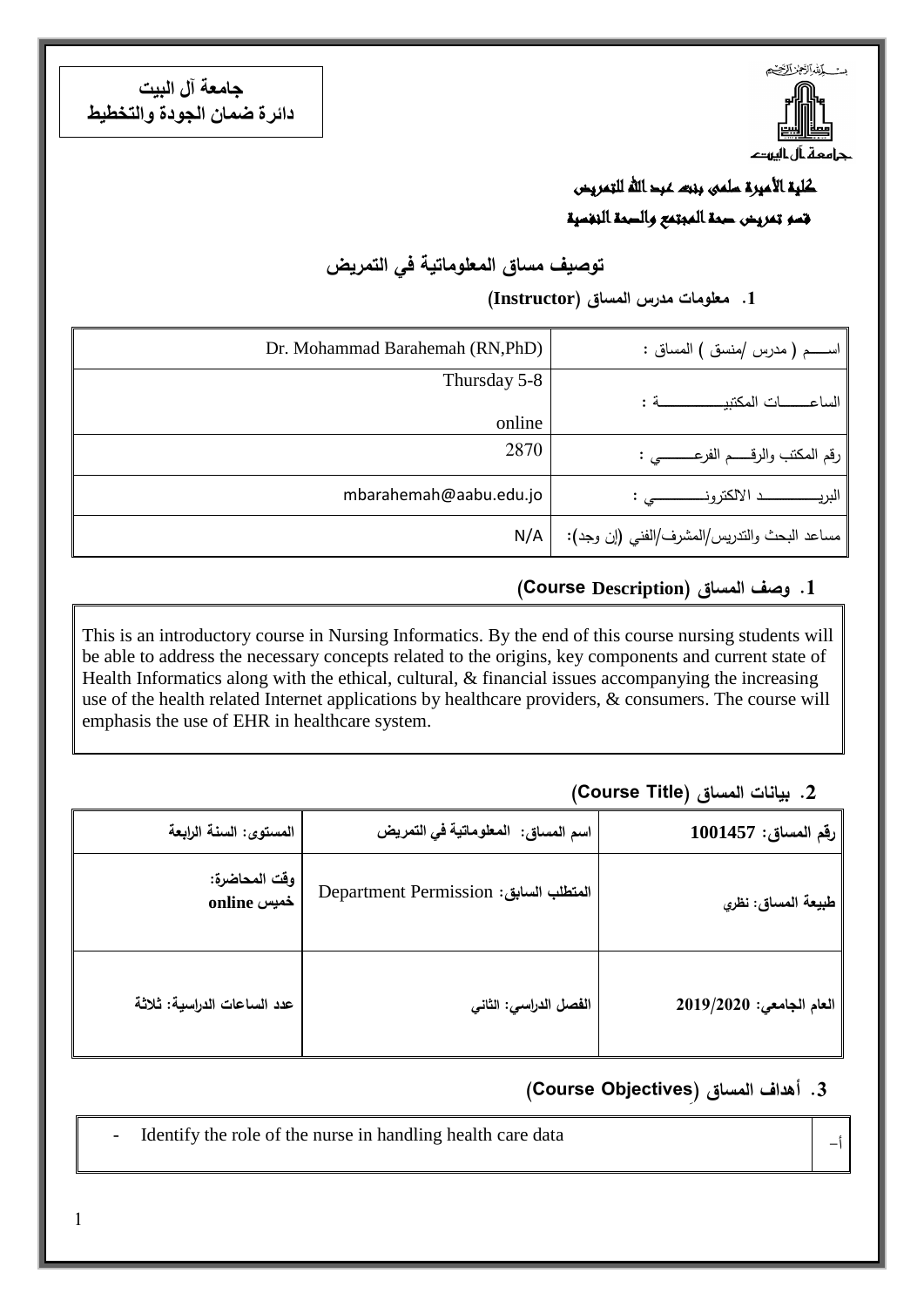**جامعة آل البيت**
**دائرة ضمان الجودة والتخطيط**

جامعة آل البيت

**كلية الأميرة سلمى بنت عبد الله للتمريض**

**قسم تمريض صحة المجتمع والصحة النفسية**

## توصيف مساق المعلوماتية في التمريض

### 1. معلومات مدرس المساق (Instructor)

| | |
|---|---|
| اســـم ( مدرس /منسق ) المساق : | Dr. Mohammad Barahemah (RN,PhD) |
| الساعـــــات المكتبيـــــــــــة : | Thursday 5-8<br>online |
| رقم المكتب والرقــــم الفرعــــــي : | 2870 |
| البريــــــــــد الالكترونــــــــــي : | mbarahemah@aabu.edu.jo |
| مساعد البحث والتدريس/المشرف/الفني (إن وجد): | N/A |

### 1. وصف المساق (Course Description)

This is an introductory course in Nursing Informatics. By the end of this course nursing students will be able to address the necessary concepts related to the origins, key components and current state of Health Informatics along with the ethical, cultural, & financial issues accompanying the increasing use of the health related Internet applications by healthcare providers, & consumers. The course will emphasis the use of EHR in healthcare system.

### 2. بيانات المساق (Course Title)

| | | |
|---|---|---|
| **رقم المساق: 1001457** | **اسم المساق: المعلوماتية في التمريض** | **المستوى: السنة الرابعة** |
| **طبيعة المساق: نظري** | **المتطلب السابق:** Department Permission | **وقت المحاضرة:**<br>**خميس online** |
| **العام الجامعي: 2019/2020** | **الفصل الدراسي: الثاني** | **عدد الساعات الدراسية: ثلاثة** |

### 3. أهداف المساق (Course Objectives)

| | |
|---|---|
| أ- | - Identify the role of the nurse in handling health care data |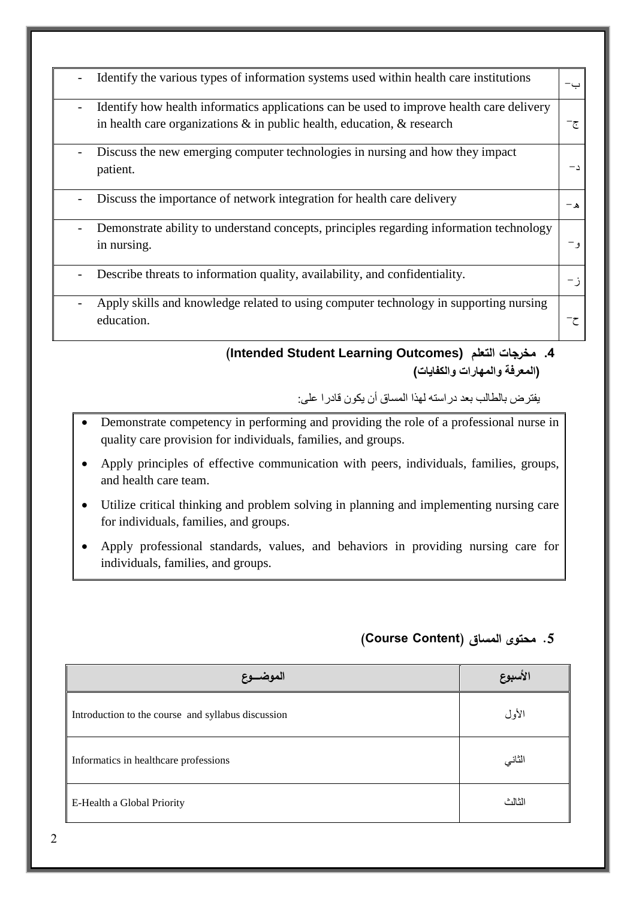| | |
|---|---|
| - Identify the various types of information systems used within health care institutions | ب- |
| - Identify how health informatics applications can be used to improve health care delivery in health care organizations & in public health, education, & research | ج- |
| - Discuss the new emerging computer technologies in nursing and how they impact patient. | د- |
| - Discuss the importance of network integration for health care delivery | هـ- |
| - Demonstrate ability to understand concepts, principles regarding information technology in nursing. | و- |
| - Describe threats to information quality, availability, and confidentiality. | ز- |
| - Apply skills and knowledge related to using computer technology in supporting nursing education. | ح- |

## 4. مخرجات التعلم (Intended Student Learning Outcomes) (المعرفة والمهارات والكفايات)

يفترض بالطالب بعد دراسته لهذا المساق أن يكون قادرا على:

- Demonstrate competency in performing and providing the role of a professional nurse in quality care provision for individuals, families, and groups.
- Apply principles of effective communication with peers, individuals, families, groups, and health care team.
- Utilize critical thinking and problem solving in planning and implementing nursing care for individuals, families, and groups.
- Apply professional standards, values, and behaviors in providing nursing care for individuals, families, and groups.

## 5. محتوى المساق (Course Content)

| الموضــوع | الأسبوع |
|---|---|
| Introduction to the course and syllabus discussion | الأول |
| Informatics in healthcare professions | الثاني |
| E-Health a Global Priority | الثالث |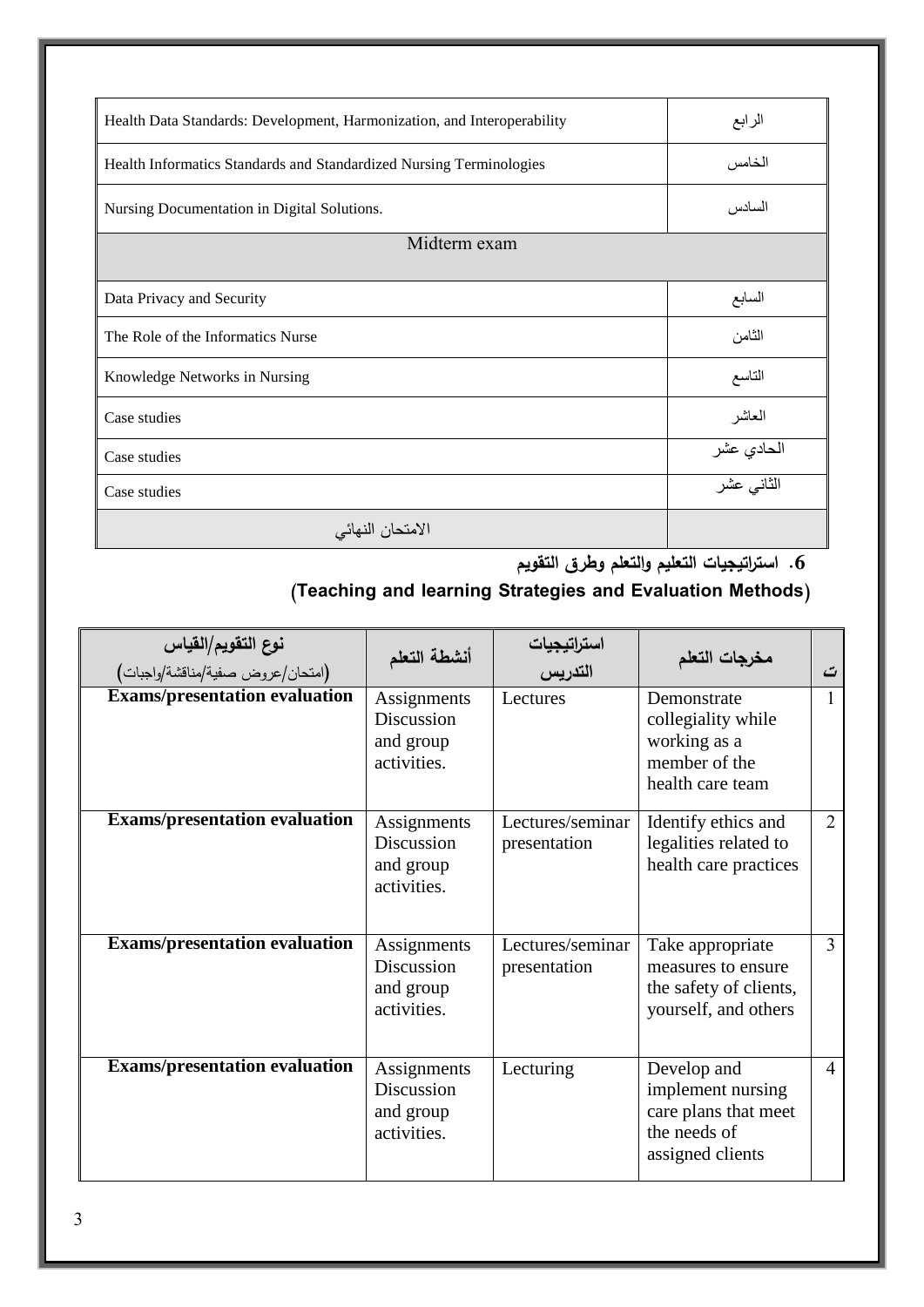| | |
|---|---|
| Health Data Standards: Development, Harmonization, and Interoperability | الرابع |
| Health Informatics Standards and Standardized Nursing Terminologies | الخامس |
| Nursing Documentation in Digital Solutions. | السادس |
| Midterm exam | |
| Data Privacy and Security | السابع |
| The Role of the Informatics Nurse | الثامن |
| Knowledge Networks in Nursing | التاسع |
| Case studies | العاشر |
| Case studies | الحادي عشر |
| Case studies | الثاني عشر |
| الامتحان النهائي | |

## 6. استراتيجيات التعليم والتعلم وطرق التقويم

## (Teaching and learning Strategies and Evaluation Methods)

| نوع التقويم/القياس (امتحان/عروض صفية/مناقشة/واجبات) | أنشطة التعلم | استراتيجيات التدريس | مخرجات التعلم | ت |
|---|---|---|---|---|
| **Exams/presentation evaluation** | Assignments Discussion and group activities. | Lectures | Demonstrate collegiality while working as a member of the health care team | 1 |
| **Exams/presentation evaluation** | Assignments Discussion and group activities. | Lectures/seminar presentation | Identify ethics and legalities related to health care practices | 2 |
| **Exams/presentation evaluation** | Assignments Discussion and group activities. | Lectures/seminar presentation | Take appropriate measures to ensure the safety of clients, yourself, and others | 3 |
| **Exams/presentation evaluation** | Assignments Discussion and group activities. | Lecturing | Develop and implement nursing care plans that meet the needs of assigned clients | 4 |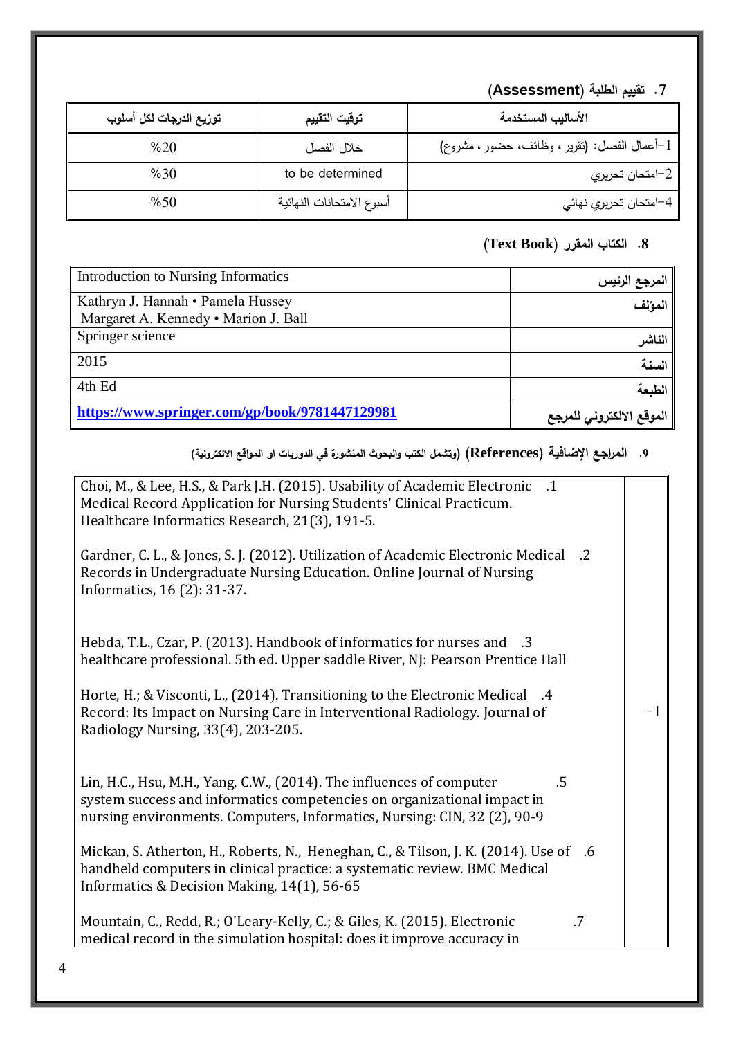### 7. تقييم الطلبة (Assessment)

| الأساليب المستخدمة | توقيت التقييم | توزيع الدرجات لكل أسلوب |
|---|---|---|
| 1-أعمال الفصل: (تقرير، وظائف، حضور، مشروع) | خلال الفصل | %20 |
| 2-امتحان تحريري | to be determined | %30 |
| 4-امتحان تحريري نهائي | أسبوع الامتحانات النهائية | %50 |

### 8. الكتاب المقرر (Text Book)

| | |
|---|---|
| **المرجع الرئيس** | Introduction to Nursing Informatics |
| **المؤلف** | Kathryn J. Hannah • Pamela Hussey<br>Margaret A. Kennedy • Marion J. Ball |
| **الناشر** | Springer science |
| **السنة** | 2015 |
| **الطبعة** | 4th Ed |
| **الموقع الالكتروني للمرجع** | **https://www.springer.com/gp/book/9781447129981** |

### 9. المراجع الإضافية (References) (وتشمل الكتب والبحوث المنشورة في الدوريات او المواقع الالكترونية)

| | |
|---|---|
| -1 | 1. Choi, M., & Lee, H.S., & Park J.H. (2015). Usability of Academic Electronic Medical Record Application for Nursing Students' Clinical Practicum. Healthcare Informatics Research, 21(3), 191-5.<br><br>2. Gardner, C. L., & Jones, S. J. (2012). Utilization of Academic Electronic Medical Records in Undergraduate Nursing Education. Online Journal of Nursing Informatics, 16 (2): 31-37.<br><br>3. Hebda, T.L., Czar, P. (2013). Handbook of informatics for nurses and healthcare professional. 5th ed. Upper saddle River, NJ: Pearson Prentice Hall<br><br>4. Horte, H.; & Visconti, L., (2014). Transitioning to the Electronic Medical Record: Its Impact on Nursing Care in Interventional Radiology. Journal of Radiology Nursing, 33(4), 203-205.<br><br>5. Lin, H.C., Hsu, M.H., Yang, C.W., (2014). The influences of computer system success and informatics competencies on organizational impact in nursing environments. Computers, Informatics, Nursing: CIN, 32 (2), 90-9<br><br>6. Mickan, S. Atherton, H., Roberts, N., Heneghan, C., & Tilson, J. K. (2014). Use of handheld computers in clinical practice: a systematic review. BMC Medical Informatics & Decision Making, 14(1), 56-65<br><br>7. Mountain, C., Redd, R.; O'Leary-Kelly, C.; & Giles, K. (2015). Electronic medical record in the simulation hospital: does it improve accuracy in |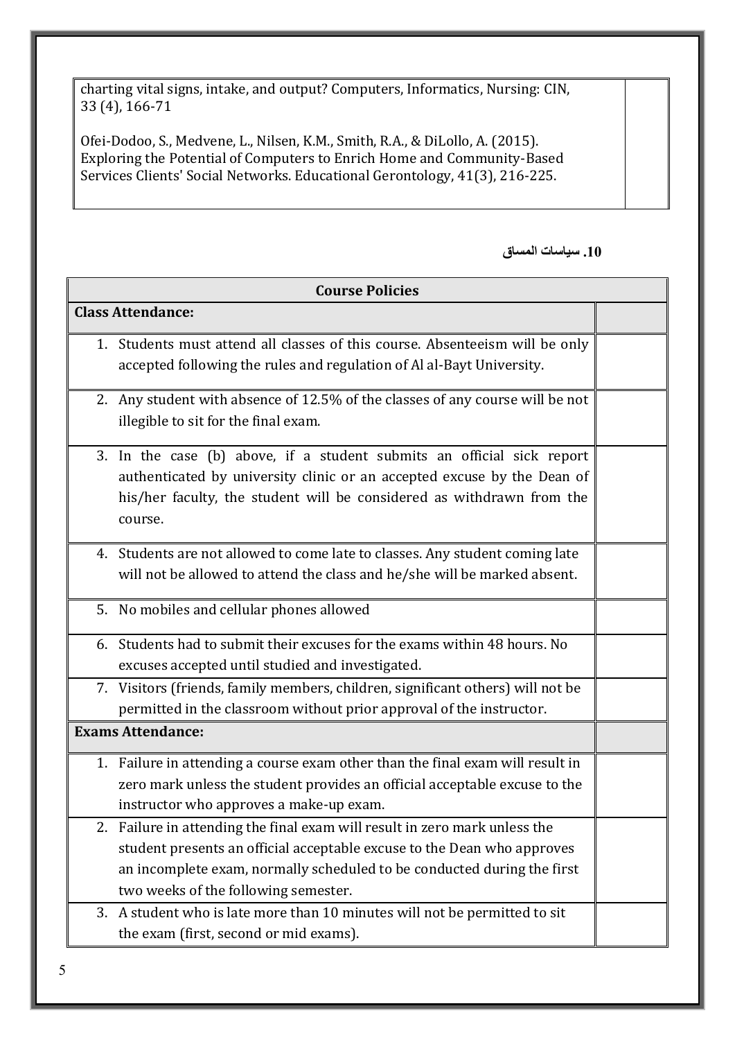| | |
|---|---|
| charting vital signs, intake, and output? Computers, Informatics, Nursing: CIN, 33 (4), 166-71<br><br>Ofei-Dodoo, S., Medvene, L., Nilsen, K.M., Smith, R.A., & DiLollo, A. (2015). Exploring the Potential of Computers to Enrich Home and Community-Based Services Clients' Social Networks. Educational Gerontology, 41(3), 216-225. | |

**10. سياسات المساق**

| Course Policies | |
|---|---|
| **Class Attendance:** | |
| 1. Students must attend all classes of this course. Absenteeism will be only accepted following the rules and regulation of Al al-Bayt University. | |
| 2. Any student with absence of 12.5% of the classes of any course will be not illegible to sit for the final exam. | |
| 3. In the case (b) above, if a student submits an official sick report authenticated by university clinic or an accepted excuse by the Dean of his/her faculty, the student will be considered as withdrawn from the course. | |
| 4. Students are not allowed to come late to classes. Any student coming late will not be allowed to attend the class and he/she will be marked absent. | |
| 5. No mobiles and cellular phones allowed | |
| 6. Students had to submit their excuses for the exams within 48 hours. No excuses accepted until studied and investigated. | |
| 7. Visitors (friends, family members, children, significant others) will not be permitted in the classroom without prior approval of the instructor. | |
| **Exams Attendance:** | |
| 1. Failure in attending a course exam other than the final exam will result in zero mark unless the student provides an official acceptable excuse to the instructor who approves a make-up exam. | |
| 2. Failure in attending the final exam will result in zero mark unless the student presents an official acceptable excuse to the Dean who approves an incomplete exam, normally scheduled to be conducted during the first two weeks of the following semester. | |
| 3. A student who is late more than 10 minutes will not be permitted to sit the exam (first, second or mid exams). | |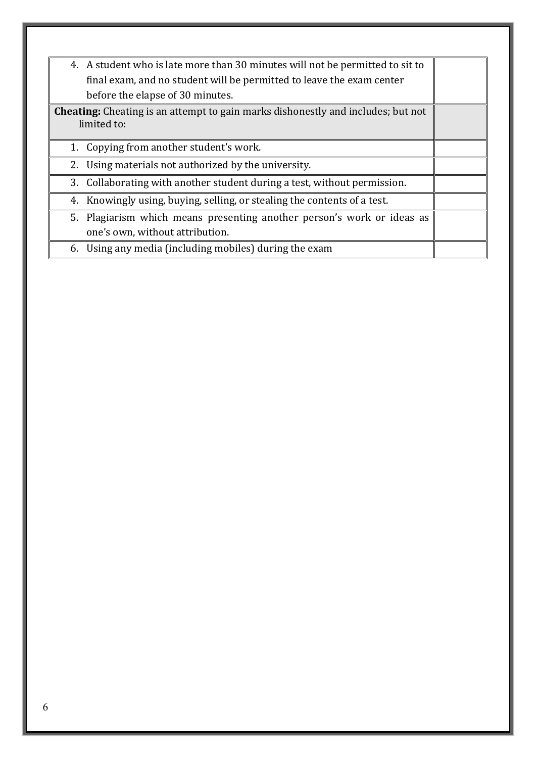| | |
|---|---|
| 4. A student who is late more than 30 minutes will not be permitted to sit to final exam, and no student will be permitted to leave the exam center before the elapse of 30 minutes. | |
| **Cheating:** Cheating is an attempt to gain marks dishonestly and includes; but not limited to: | |
| 1. Copying from another student's work. | |
| 2. Using materials not authorized by the university. | |
| 3. Collaborating with another student during a test, without permission. | |
| 4. Knowingly using, buying, selling, or stealing the contents of a test. | |
| 5. Plagiarism which means presenting another person's work or ideas as one's own, without attribution. | |
| 6. Using any media (including mobiles) during the exam | |